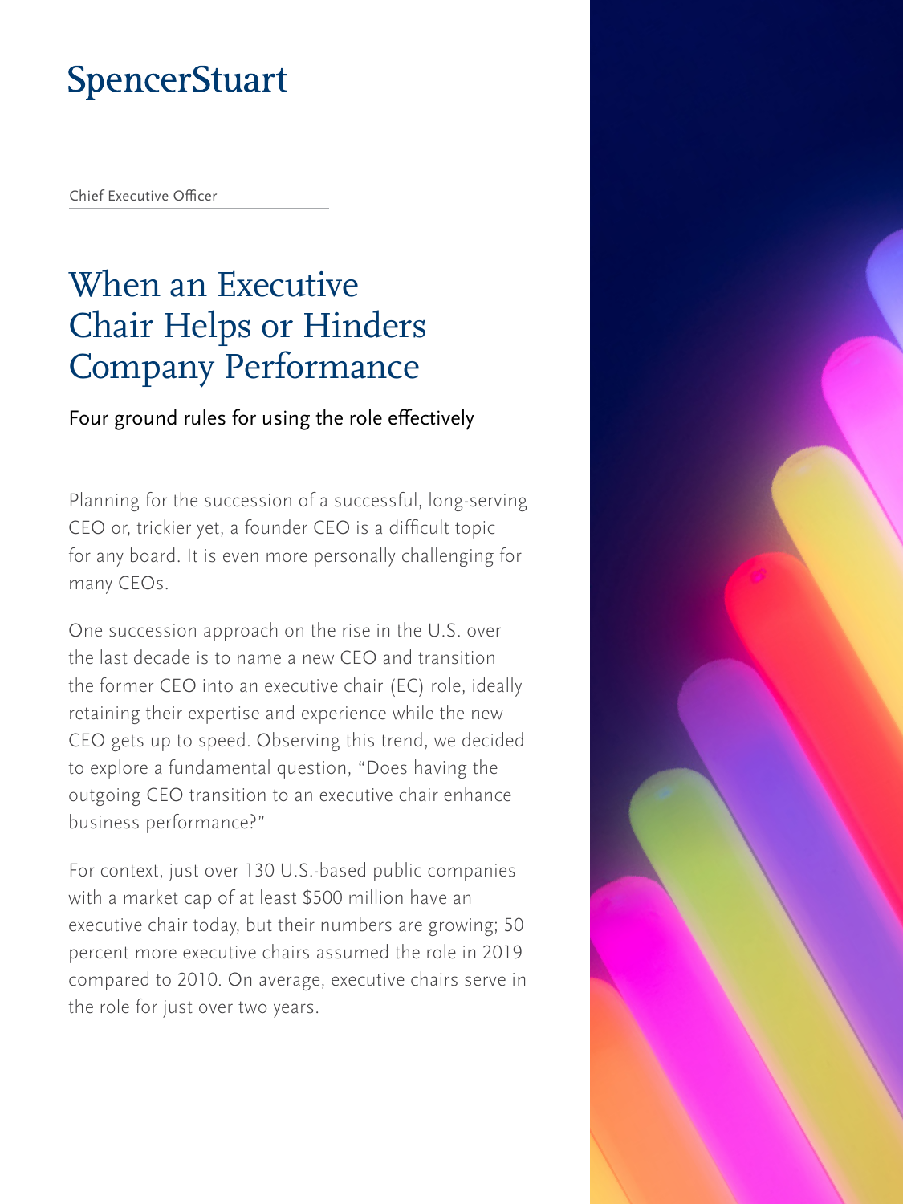SpencerStuart

Chief Executive Officer

# When an Executive Chair Helps or Hinders Company Performance

## Four ground rules for using the role effectively

Planning for the succession of a successful, long-serving CEO or, trickier yet, a founder CEO is a difficult topic for any board. It is even more personally challenging for many CEOs.

One succession approach on the rise in the U.S. over the last decade is to name a new CEO and transition the former CEO into an executive chair (EC) role, ideally retaining their expertise and experience while the new CEO gets up to speed. Observing this trend, we decided to explore a fundamental question, "Does having the outgoing CEO transition to an executive chair enhance business performance?"

For context, just over 130 U.S.-based public companies with a market cap of at least $500 million have an executive chair today, but their numbers are growing; 50 percent more executive chairs assumed the role in 2019 compared to 2010. On average, executive chairs serve in the role for just over two years.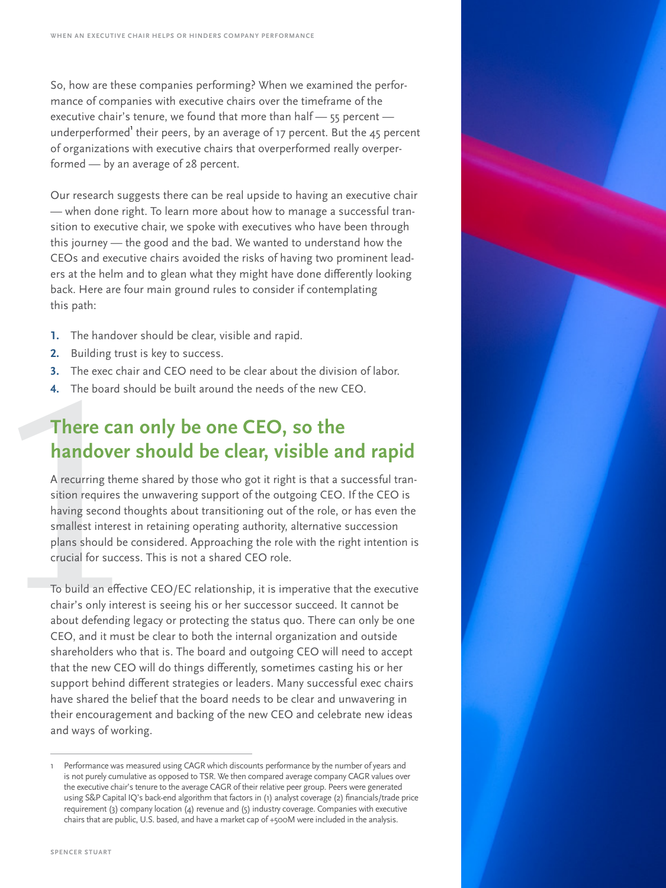So, how are these companies performing? When we examined the performance of companies with executive chairs over the timeframe of the executive chair's tenure, we found that more than half — 55 percent — underperformed[1] their peers, by an average of 17 percent. But the 45 percent of organizations with executive chairs that overperformed really overperformed — by an average of 28 percent.

Our research suggests there can be real upside to having an executive chair — when done right. To learn more about how to manage a successful transition to executive chair, we spoke with executives who have been through this journey — the good and the bad. We wanted to understand how the CEOs and executive chairs avoided the risks of having two prominent leaders at the helm and to glean what they might have done differently looking back. Here are four main ground rules to consider if contemplating this path:

1. The handover should be clear, visible and rapid.
2. Building trust is key to success.
3. The exec chair and CEO need to be clear about the division of labor.
4. The board should be built around the needs of the new CEO.

## 1 There can only be one CEO, so the handover should be clear, visible and rapid

A recurring theme shared by those who got it right is that a successful transition requires the unwavering support of the outgoing CEO. If the CEO is having second thoughts about transitioning out of the role, or has even the smallest interest in retaining operating authority, alternative succession plans should be considered. Approaching the role with the right intention is crucial for success. This is not a shared CEO role.

To build an effective CEO/EC relationship, it is imperative that the executive chair's only interest is seeing his or her successor succeed. It cannot be about defending legacy or protecting the status quo. There can only be one CEO, and it must be clear to both the internal organization and outside shareholders who that is. The board and outgoing CEO will need to accept that the new CEO will do things differently, sometimes casting his or her support behind different strategies or leaders. Many successful exec chairs have shared the belief that the board needs to be clear and unwavering in their encouragement and backing of the new CEO and celebrate new ideas and ways of working.

---

1 Performance was measured using CAGR which discounts performance by the number of years and is not purely cumulative as opposed to TSR. We then compared average company CAGR values over the executive chair's tenure to the average CAGR of their relative peer group. Peers were generated using S&P Capital IQ's back-end algorithm that factors in (1) analyst coverage (2) financials/trade price requirement (3) company location (4) revenue and (5) industry coverage. Companies with executive chairs that are public, U.S. based, and have a market cap of +500M were included in the analysis.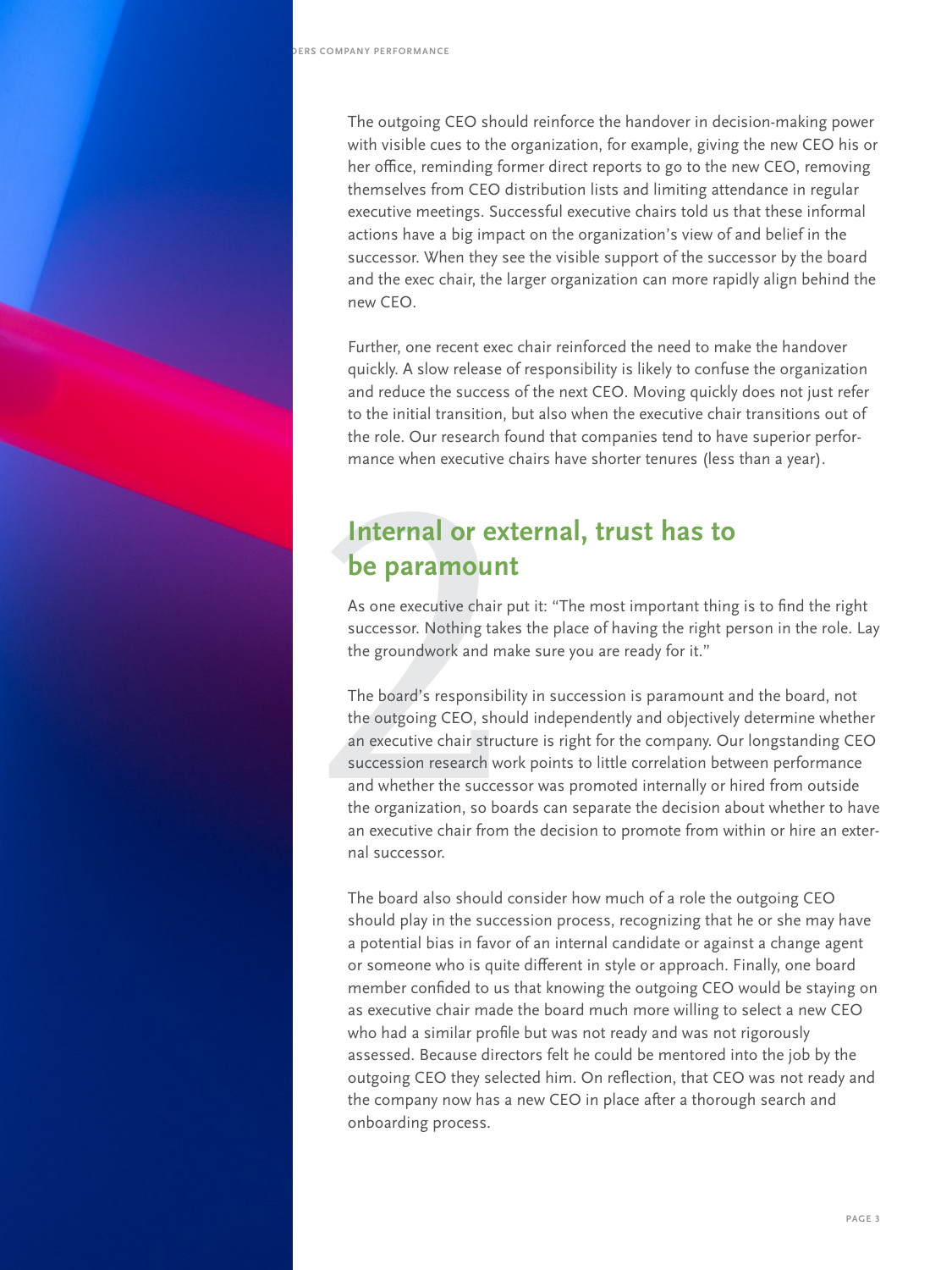The outgoing CEO should reinforce the handover in decision-making power with visible cues to the organization, for example, giving the new CEO his or her office, reminding former direct reports to go to the new CEO, removing themselves from CEO distribution lists and limiting attendance in regular executive meetings. Successful executive chairs told us that these informal actions have a big impact on the organization's view of and belief in the successor. When they see the visible support of the successor by the board and the exec chair, the larger organization can more rapidly align behind the new CEO.

Further, one recent exec chair reinforced the need to make the handover quickly. A slow release of responsibility is likely to confuse the organization and reduce the success of the next CEO. Moving quickly does not just refer to the initial transition, but also when the executive chair transitions out of the role. Our research found that companies tend to have superior performance when executive chairs have shorter tenures (less than a year).

## 2 Internal or external, trust has to be paramount

As one executive chair put it: "The most important thing is to find the right successor. Nothing takes the place of having the right person in the role. Lay the groundwork and make sure you are ready for it."

The board's responsibility in succession is paramount and the board, not the outgoing CEO, should independently and objectively determine whether an executive chair structure is right for the company. Our longstanding CEO succession research work points to little correlation between performance and whether the successor was promoted internally or hired from outside the organization, so boards can separate the decision about whether to have an executive chair from the decision to promote from within or hire an external successor.

The board also should consider how much of a role the outgoing CEO should play in the succession process, recognizing that he or she may have a potential bias in favor of an internal candidate or against a change agent or someone who is quite different in style or approach. Finally, one board member confided to us that knowing the outgoing CEO would be staying on as executive chair made the board much more willing to select a new CEO who had a similar profile but was not ready and was not rigorously assessed. Because directors felt he could be mentored into the job by the outgoing CEO they selected him. On reflection, that CEO was not ready and the company now has a new CEO in place after a thorough search and onboarding process.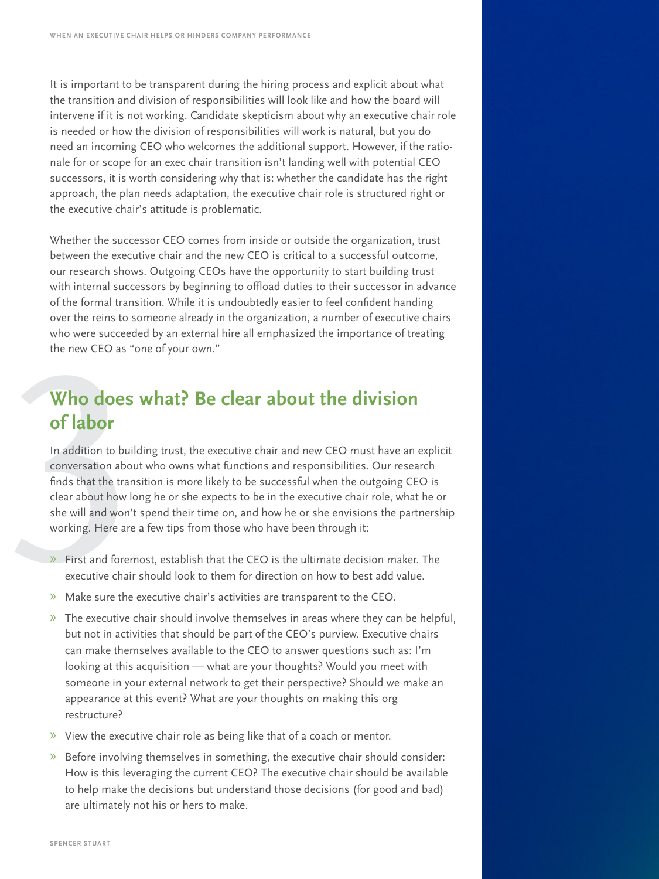It is important to be transparent during the hiring process and explicit about what the transition and division of responsibilities will look like and how the board will intervene if it is not working. Candidate skepticism about why an executive chair role is needed or how the division of responsibilities will work is natural, but you do need an incoming CEO who welcomes the additional support. However, if the rationale for or scope for an exec chair transition isn't landing well with potential CEO successors, it is worth considering why that is: whether the candidate has the right approach, the plan needs adaptation, the executive chair role is structured right or the executive chair's attitude is problematic.

Whether the successor CEO comes from inside or outside the organization, trust between the executive chair and the new CEO is critical to a successful outcome, our research shows. Outgoing CEOs have the opportunity to start building trust with internal successors by beginning to offload duties to their successor in advance of the formal transition. While it is undoubtedly easier to feel confident handing over the reins to someone already in the organization, a number of executive chairs who were succeeded by an external hire all emphasized the importance of treating the new CEO as "one of your own."

## 3 Who does what? Be clear about the division of labor

In addition to building trust, the executive chair and new CEO must have an explicit conversation about who owns what functions and responsibilities. Our research finds that the transition is more likely to be successful when the outgoing CEO is clear about how long he or she expects to be in the executive chair role, what he or she will and won't spend their time on, and how he or she envisions the partnership working. Here are a few tips from those who have been through it:

- First and foremost, establish that the CEO is the ultimate decision maker. The executive chair should look to them for direction on how to best add value.
- Make sure the executive chair's activities are transparent to the CEO.
- The executive chair should involve themselves in areas where they can be helpful, but not in activities that should be part of the CEO's purview. Executive chairs can make themselves available to the CEO to answer questions such as: I'm looking at this acquisition — what are your thoughts? Would you meet with someone in your external network to get their perspective? Should we make an appearance at this event? What are your thoughts on making this org restructure?
- View the executive chair role as being like that of a coach or mentor.
- Before involving themselves in something, the executive chair should consider: How is this leveraging the current CEO? The executive chair should be available to help make the decisions but understand those decisions (for good and bad) are ultimately not his or hers to make.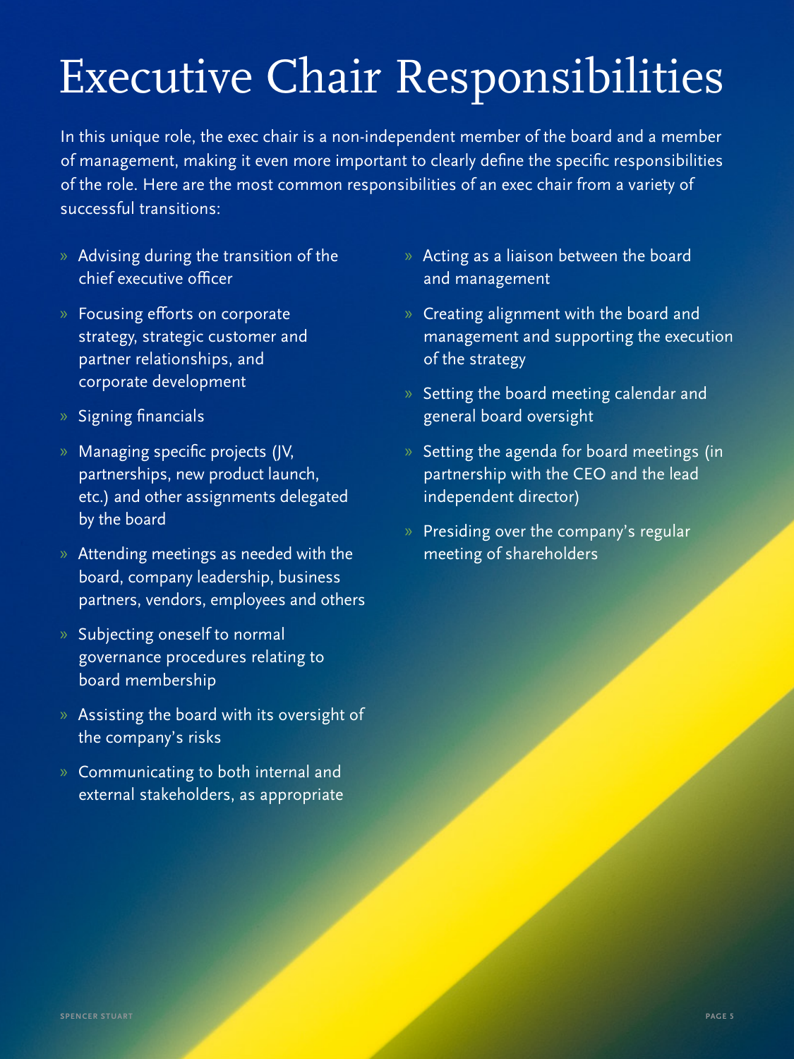# Executive Chair Responsibilities

In this unique role, the exec chair is a non-independent member of the board and a member of management, making it even more important to clearly define the specific responsibilities of the role. Here are the most common responsibilities of an exec chair from a variety of successful transitions:

- Advising during the transition of the chief executive officer
- Focusing efforts on corporate strategy, strategic customer and partner relationships, and corporate development
- Signing financials
- Managing specific projects (JV, partnerships, new product launch, etc.) and other assignments delegated by the board
- Attending meetings as needed with the board, company leadership, business partners, vendors, employees and others
- Subjecting oneself to normal governance procedures relating to board membership
- Assisting the board with its oversight of the company's risks
- Communicating to both internal and external stakeholders, as appropriate
- Acting as a liaison between the board and management
- Creating alignment with the board and management and supporting the execution of the strategy
- Setting the board meeting calendar and general board oversight
- Setting the agenda for board meetings (in partnership with the CEO and the lead independent director)
- Presiding over the company's regular meeting of shareholders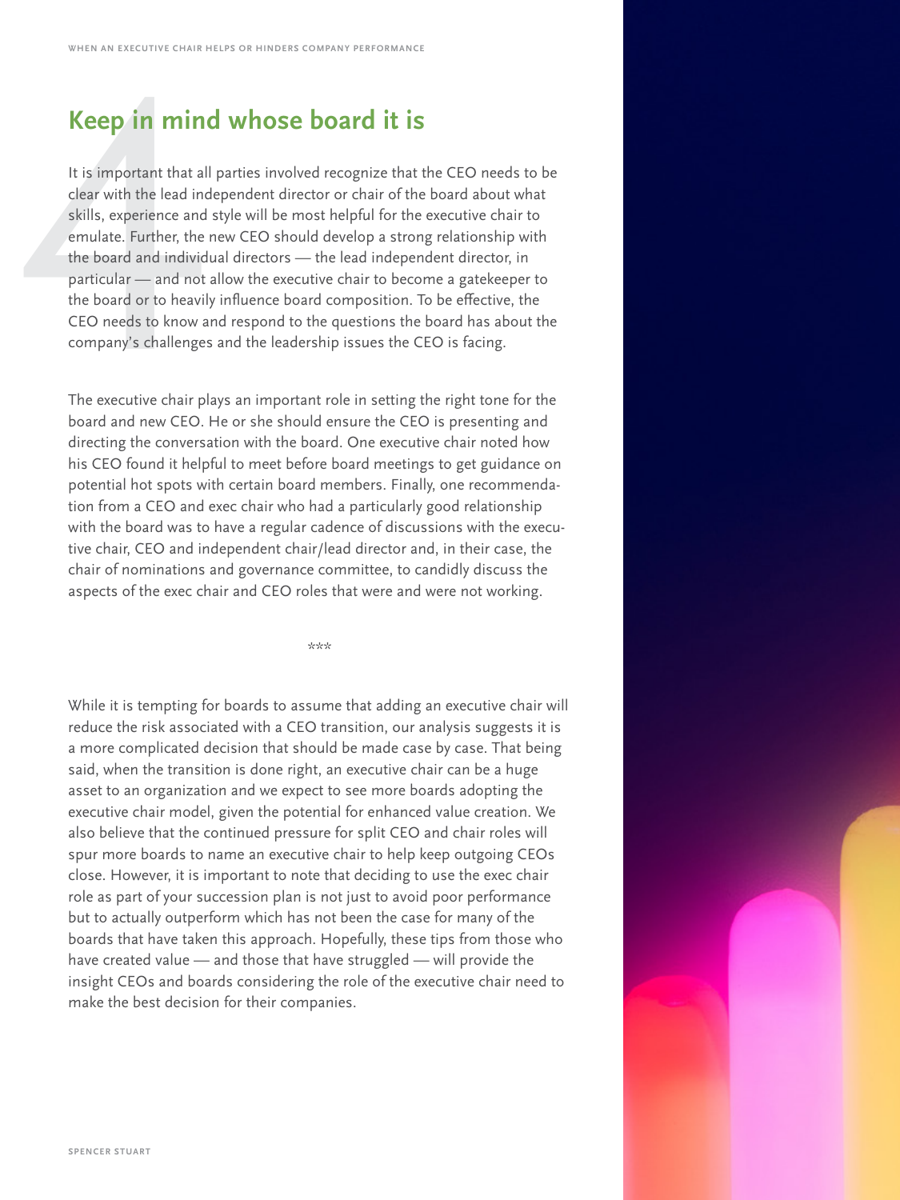## Keep in mind whose board it is

It is important that all parties involved recognize that the CEO needs to be clear with the lead independent director or chair of the board about what skills, experience and style will be most helpful for the executive chair to emulate. Further, the new CEO should develop a strong relationship with the board and individual directors — the lead independent director, in particular — and not allow the executive chair to become a gatekeeper to the board or to heavily influence board composition. To be effective, the CEO needs to know and respond to the questions the board has about the company's challenges and the leadership issues the CEO is facing.

The executive chair plays an important role in setting the right tone for the board and new CEO. He or she should ensure the CEO is presenting and directing the conversation with the board. One executive chair noted how his CEO found it helpful to meet before board meetings to get guidance on potential hot spots with certain board members. Finally, one recommendation from a CEO and exec chair who had a particularly good relationship with the board was to have a regular cadence of discussions with the executive chair, CEO and independent chair/lead director and, in their case, the chair of nominations and governance committee, to candidly discuss the aspects of the exec chair and CEO roles that were and were not working.

***

While it is tempting for boards to assume that adding an executive chair will reduce the risk associated with a CEO transition, our analysis suggests it is a more complicated decision that should be made case by case. That being said, when the transition is done right, an executive chair can be a huge asset to an organization and we expect to see more boards adopting the executive chair model, given the potential for enhanced value creation. We also believe that the continued pressure for split CEO and chair roles will spur more boards to name an executive chair to help keep outgoing CEOs close. However, it is important to note that deciding to use the exec chair role as part of your succession plan is not just to avoid poor performance but to actually outperform which has not been the case for many of the boards that have taken this approach. Hopefully, these tips from those who have created value — and those that have struggled — will provide the insight CEOs and boards considering the role of the executive chair need to make the best decision for their companies.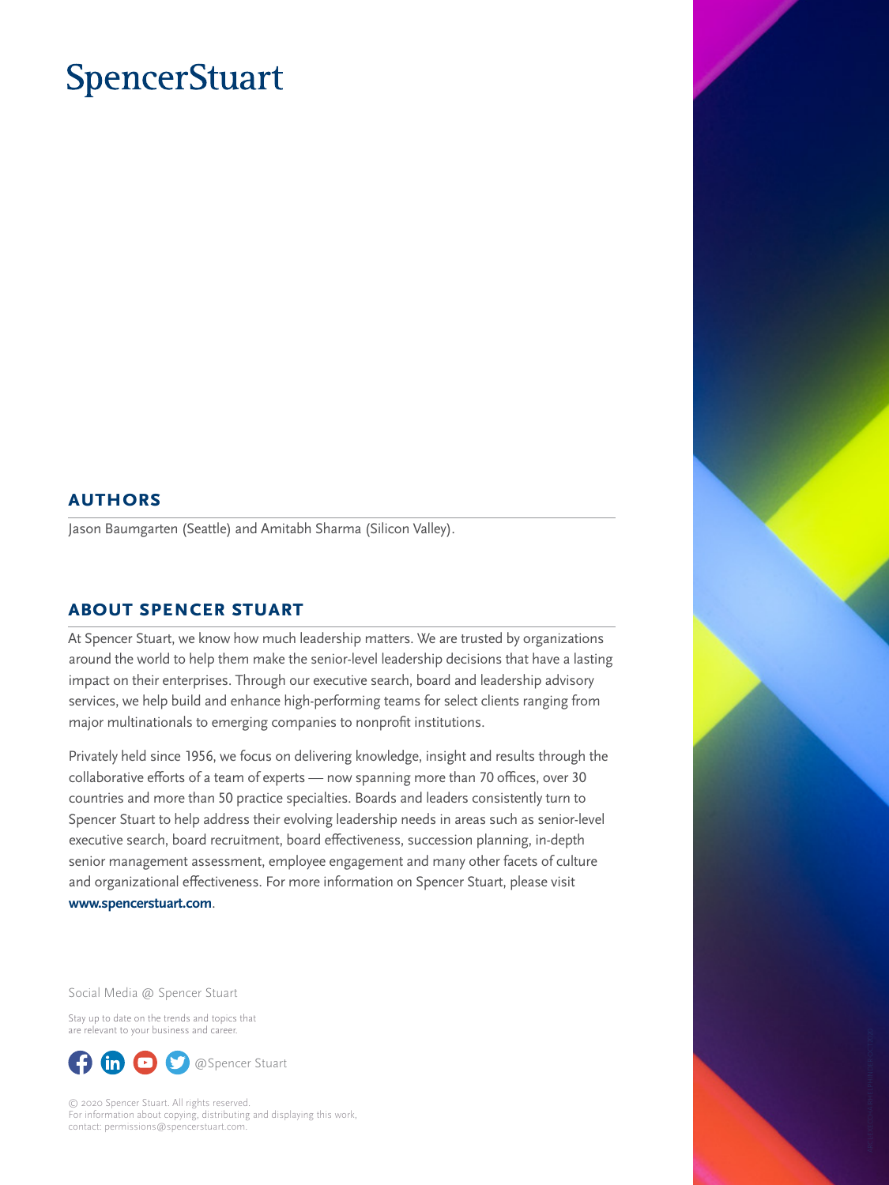SpencerStuart

## AUTHORS

Jason Baumgarten (Seattle) and Amitabh Sharma (Silicon Valley).

## ABOUT SPENCER STUART

At Spencer Stuart, we know how much leadership matters. We are trusted by organizations around the world to help them make the senior-level leadership decisions that have a lasting impact on their enterprises. Through our executive search, board and leadership advisory services, we help build and enhance high-performing teams for select clients ranging from major multinationals to emerging companies to nonprofit institutions.

Privately held since 1956, we focus on delivering knowledge, insight and results through the collaborative efforts of a team of experts — now spanning more than 70 offices, over 30 countries and more than 50 practice specialties. Boards and leaders consistently turn to Spencer Stuart to help address their evolving leadership needs in areas such as senior-level executive search, board recruitment, board effectiveness, succession planning, in-depth senior management assessment, employee engagement and many other facets of culture and organizational effectiveness. For more information on Spencer Stuart, please visit **www.spencerstuart.com**.

Social Media @ Spencer Stuart

Stay up to date on the trends and topics that are relevant to your business and career.

@Spencer Stuart

© 2020 Spencer Stuart. All rights reserved.
For information about copying, distributing and displaying this work, contact: permissions@spencerstuart.com.